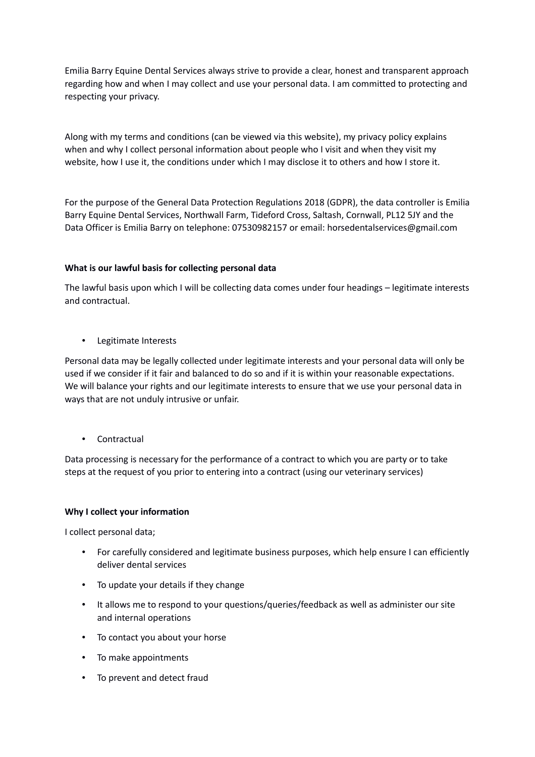Emilia Barry Equine Dental Services always strive to provide a clear, honest and transparent approach regarding how and when I may collect and use your personal data. I am committed to protecting and respecting your privacy.

Along with my terms and conditions (can be viewed via this website), my privacy policy explains when and why I collect personal information about people who I visit and when they visit my website, how I use it, the conditions under which I may disclose it to others and how I store it.

For the purpose of the General Data Protection Regulations 2018 (GDPR), the data controller is Emilia Barry Equine Dental Services, Northwall Farm, Tideford Cross, Saltash, Cornwall, PL12 5JY and the Data Officer is Emilia Barry on telephone: 07530982157 or email: horsedentalservices@gmail.com

**What is our lawful basis for collecting personal data**

The lawful basis upon which I will be collecting data comes under four headings – legitimate interests and contractual.

- Legitimate Interests

Personal data may be legally collected under legitimate interests and your personal data will only be used if we consider if it fair and balanced to do so and if it is within your reasonable expectations. We will balance your rights and our legitimate interests to ensure that we use your personal data in ways that are not unduly intrusive or unfair.

- Contractual

Data processing is necessary for the performance of a contract to which you are party or to take steps at the request of you prior to entering into a contract (using our veterinary services)

**Why I collect your information**

I collect personal data;

- For carefully considered and legitimate business purposes, which help ensure I can efficiently deliver dental services
- To update your details if they change
- It allows me to respond to your questions/queries/feedback as well as administer our site and internal operations
- To contact you about your horse
- To make appointments
- To prevent and detect fraud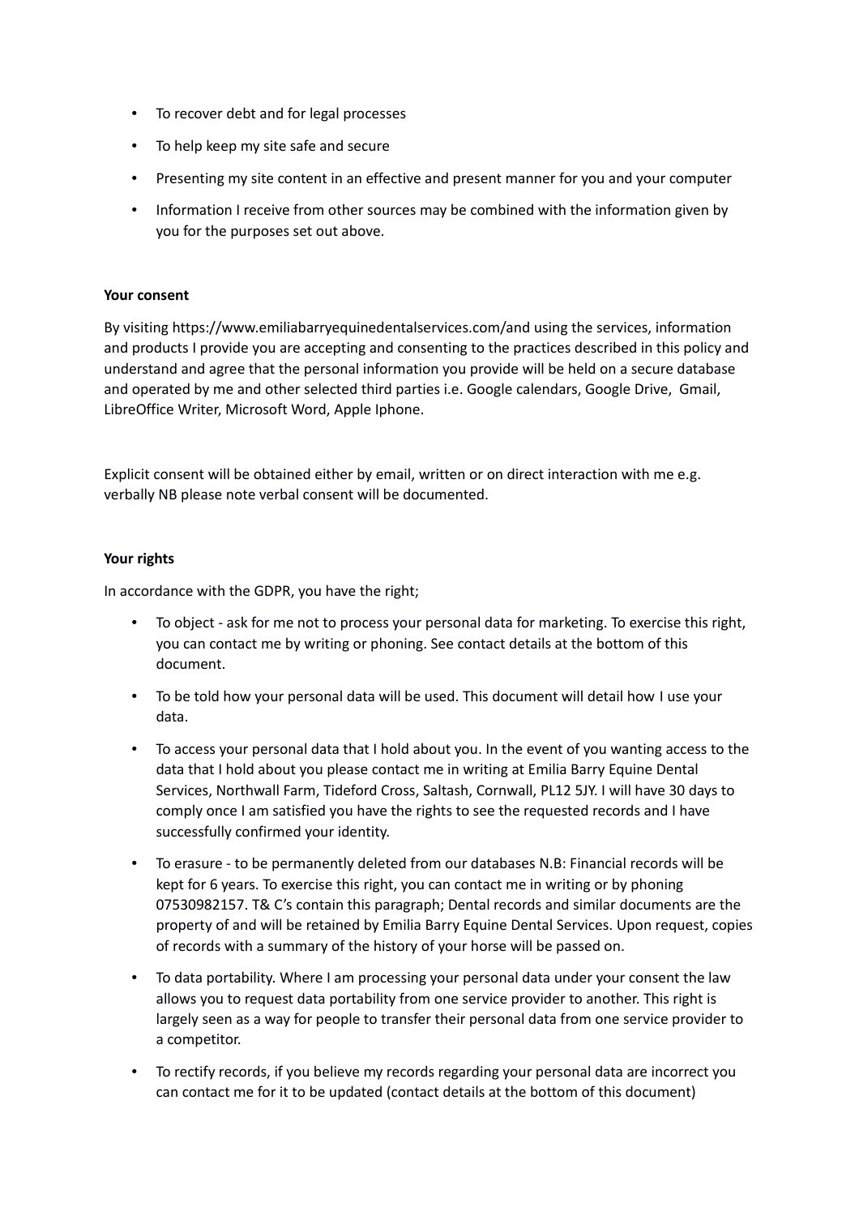- To recover debt and for legal processes
- To help keep my site safe and secure
- Presenting my site content in an effective and present manner for you and your computer
- Information I receive from other sources may be combined with the information given by you for the purposes set out above.

**Your consent**

By visiting https://www.emiliabarryequinedentalservices.com/and using the services, information and products I provide you are accepting and consenting to the practices described in this policy and understand and agree that the personal information you provide will be held on a secure database and operated by me and other selected third parties i.e. Google calendars, Google Drive, Gmail, LibreOffice Writer, Microsoft Word, Apple Iphone.

Explicit consent will be obtained either by email, written or on direct interaction with me e.g. verbally NB please note verbal consent will be documented.

**Your rights**

In accordance with the GDPR, you have the right;

- To object - ask for me not to process your personal data for marketing. To exercise this right, you can contact me by writing or phoning. See contact details at the bottom of this document.
- To be told how your personal data will be used. This document will detail how I use your data.
- To access your personal data that I hold about you. In the event of you wanting access to the data that I hold about you please contact me in writing at Emilia Barry Equine Dental Services, Northwall Farm, Tideford Cross, Saltash, Cornwall, PL12 5JY. I will have 30 days to comply once I am satisfied you have the rights to see the requested records and I have successfully confirmed your identity.
- To erasure - to be permanently deleted from our databases N.B: Financial records will be kept for 6 years. To exercise this right, you can contact me in writing or by phoning 07530982157. T& C's contain this paragraph; Dental records and similar documents are the property of and will be retained by Emilia Barry Equine Dental Services. Upon request, copies of records with a summary of the history of your horse will be passed on.
- To data portability. Where I am processing your personal data under your consent the law allows you to request data portability from one service provider to another. This right is largely seen as a way for people to transfer their personal data from one service provider to a competitor.
- To rectify records, if you believe my records regarding your personal data are incorrect you can contact me for it to be updated (contact details at the bottom of this document)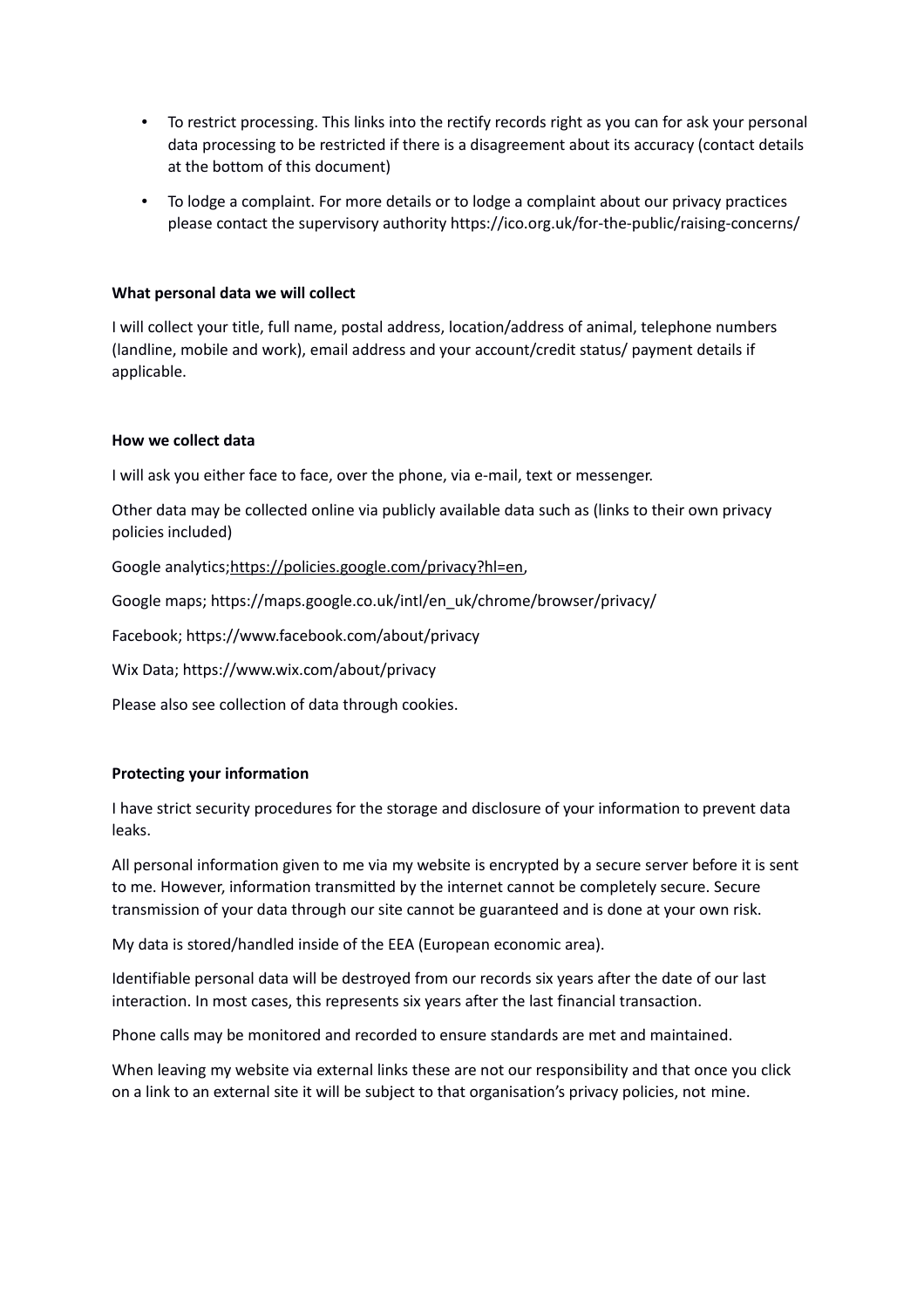- To restrict processing. This links into the rectify records right as you can for ask your personal data processing to be restricted if there is a disagreement about its accuracy (contact details at the bottom of this document)
- To lodge a complaint. For more details or to lodge a complaint about our privacy practices please contact the supervisory authority https://ico.org.uk/for-the-public/raising-concerns/

**What personal data we will collect**

I will collect your title, full name, postal address, location/address of animal, telephone numbers (landline, mobile and work), email address and your account/credit status/ payment details if applicable.

**How we collect data**

I will ask you either face to face, over the phone, via e-mail, text or messenger.

Other data may be collected online via publicly available data such as (links to their own privacy policies included)

Google analytics;https://policies.google.com/privacy?hl=en,

Google maps; https://maps.google.co.uk/intl/en_uk/chrome/browser/privacy/

Facebook; https://www.facebook.com/about/privacy

Wix Data; https://www.wix.com/about/privacy

Please also see collection of data through cookies.

**Protecting your information**

I have strict security procedures for the storage and disclosure of your information to prevent data leaks.

All personal information given to me via my website is encrypted by a secure server before it is sent to me. However, information transmitted by the internet cannot be completely secure. Secure transmission of your data through our site cannot be guaranteed and is done at your own risk.

My data is stored/handled inside of the EEA (European economic area).

Identifiable personal data will be destroyed from our records six years after the date of our last interaction. In most cases, this represents six years after the last financial transaction.

Phone calls may be monitored and recorded to ensure standards are met and maintained.

When leaving my website via external links these are not our responsibility and that once you click on a link to an external site it will be subject to that organisation's privacy policies, not mine.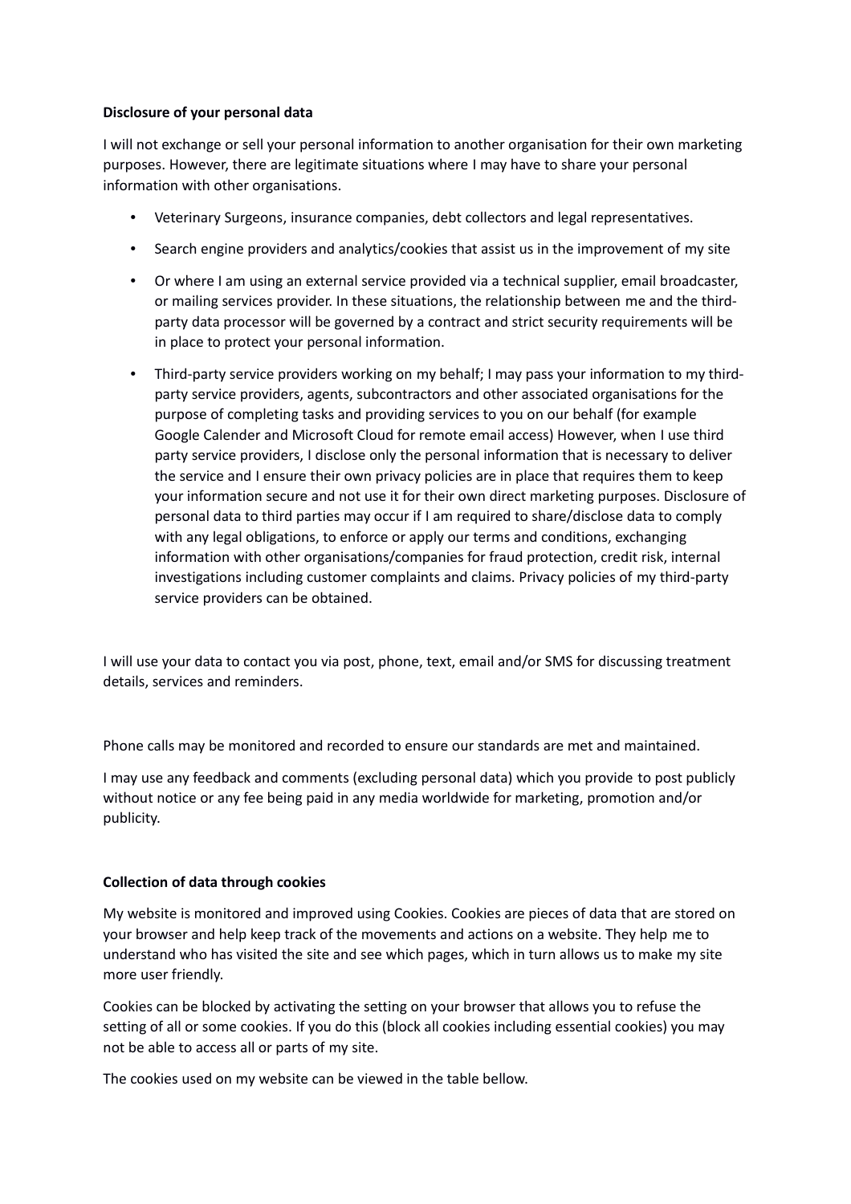**Disclosure of your personal data**

I will not exchange or sell your personal information to another organisation for their own marketing purposes. However, there are legitimate situations where I may have to share your personal information with other organisations.

- Veterinary Surgeons, insurance companies, debt collectors and legal representatives.
- Search engine providers and analytics/cookies that assist us in the improvement of my site
- Or where I am using an external service provided via a technical supplier, email broadcaster, or mailing services provider. In these situations, the relationship between me and the third-party data processor will be governed by a contract and strict security requirements will be in place to protect your personal information.
- Third-party service providers working on my behalf; I may pass your information to my third-party service providers, agents, subcontractors and other associated organisations for the purpose of completing tasks and providing services to you on our behalf (for example Google Calender and Microsoft Cloud for remote email access) However, when I use third party service providers, I disclose only the personal information that is necessary to deliver the service and I ensure their own privacy policies are in place that requires them to keep your information secure and not use it for their own direct marketing purposes. Disclosure of personal data to third parties may occur if I am required to share/disclose data to comply with any legal obligations, to enforce or apply our terms and conditions, exchanging information with other organisations/companies for fraud protection, credit risk, internal investigations including customer complaints and claims. Privacy policies of my third-party service providers can be obtained.

I will use your data to contact you via post, phone, text, email and/or SMS for discussing treatment details, services and reminders.

Phone calls may be monitored and recorded to ensure our standards are met and maintained.

I may use any feedback and comments (excluding personal data) which you provide to post publicly without notice or any fee being paid in any media worldwide for marketing, promotion and/or publicity.

**Collection of data through cookies**

My website is monitored and improved using Cookies. Cookies are pieces of data that are stored on your browser and help keep track of the movements and actions on a website. They help me to understand who has visited the site and see which pages, which in turn allows us to make my site more user friendly.

Cookies can be blocked by activating the setting on your browser that allows you to refuse the setting of all or some cookies. If you do this (block all cookies including essential cookies) you may not be able to access all or parts of my site.

The cookies used on my website can be viewed in the table bellow.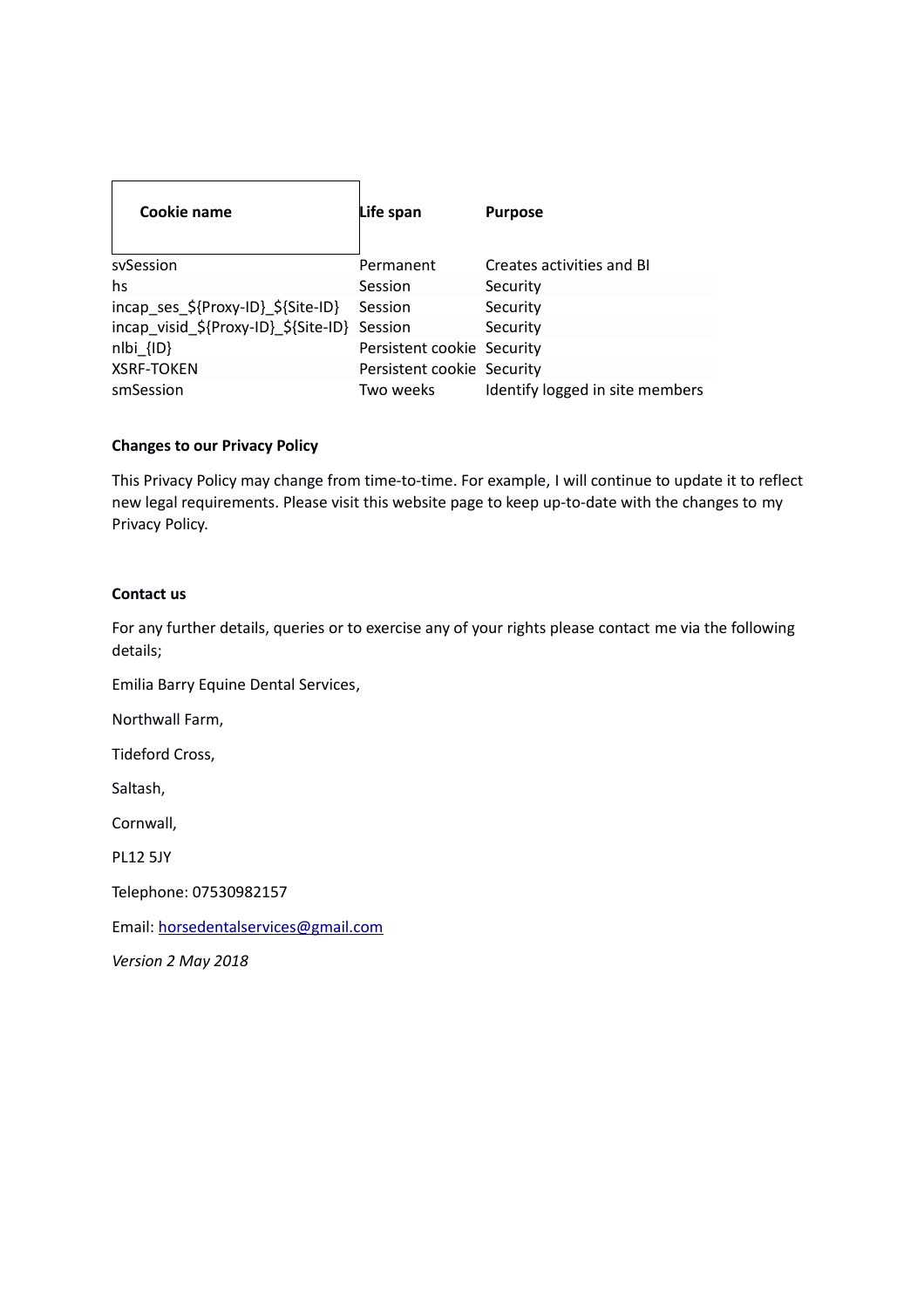| Cookie name | Life span | Purpose |
| --- | --- | --- |
| svSession | Permanent | Creates activities and BI |
| hs | Session | Security |
| incap_ses_${Proxy-ID}_${Site-ID} | Session | Security |
| incap_visid_${Proxy-ID}_${Site-ID} | Session | Security |
| nlbi_{ID} | Persistent cookie | Security |
| XSRF-TOKEN | Persistent cookie | Security |
| smSession | Two weeks | Identify logged in site members |

**Changes to our Privacy Policy**

This Privacy Policy may change from time-to-time. For example, I will continue to update it to reflect new legal requirements. Please visit this website page to keep up-to-date with the changes to my Privacy Policy.

**Contact us**

For any further details, queries or to exercise any of your rights please contact me via the following details;

Emilia Barry Equine Dental Services,

Northwall Farm,

Tideford Cross,

Saltash,

Cornwall,

PL12 5JY

Telephone: 07530982157

Email: horsedentalservices@gmail.com

*Version 2 May 2018*